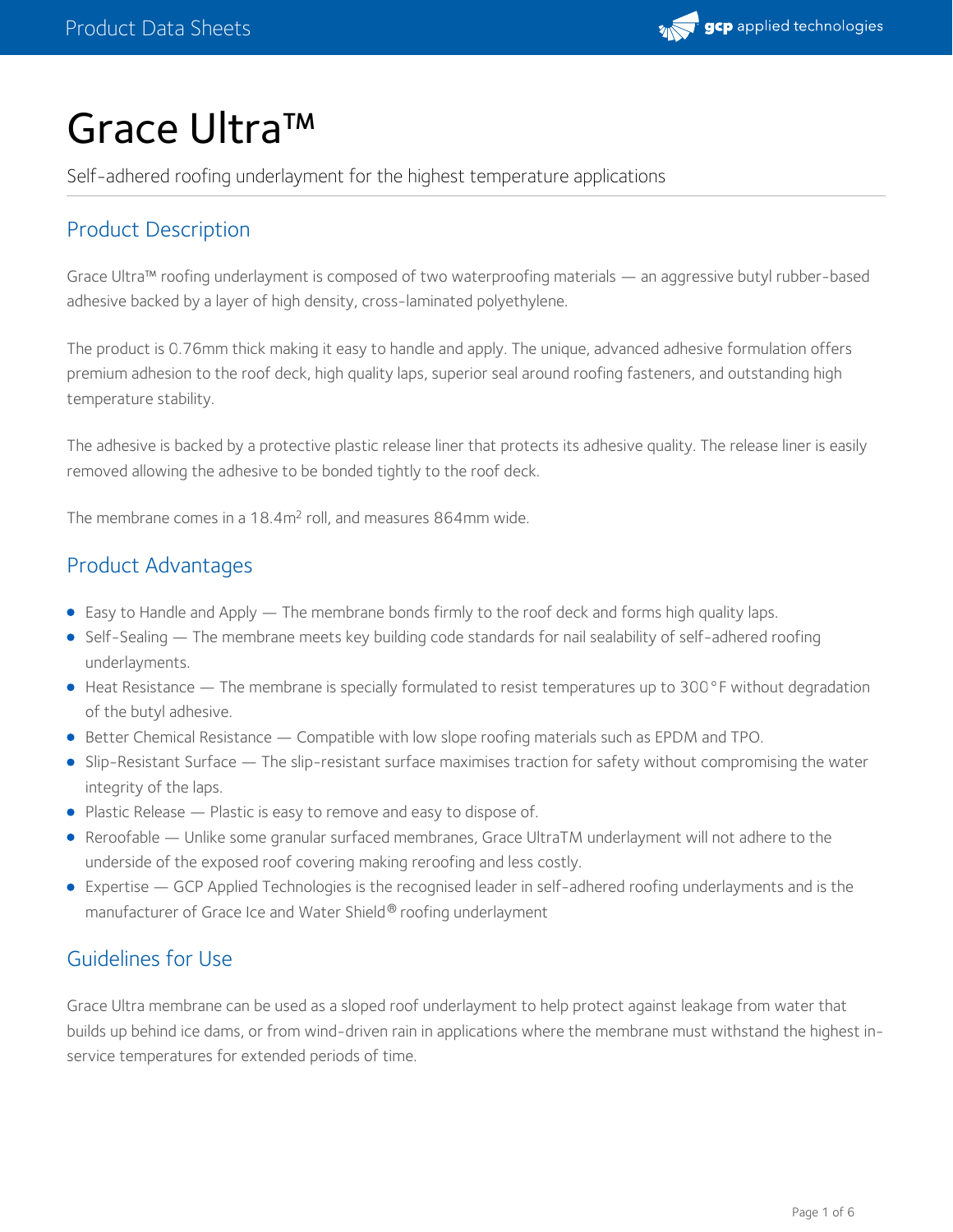# Grace Ultra™

Self-adhered roofing underlayment for the highest temperature applications

## Product Description

Grace Ultra™ roofing underlayment is composed of two waterproofing materials — an aggressive butyl rubber-based adhesive backed by a layer of high density, cross-laminated polyethylene.

The product is 0.76mm thick making it easy to handle and apply. The unique, advanced adhesive formulation offers premium adhesion to the roof deck, high quality laps, superior seal around roofing fasteners, and outstanding high temperature stability.

The adhesive is backed by a protective plastic release liner that protects its adhesive quality. The release liner is easily removed allowing the adhesive to be bonded tightly to the roof deck.

The membrane comes in a 18.4m$^2$ roll, and measures 864mm wide.

## Product Advantages

- Easy to Handle and Apply — The membrane bonds firmly to the roof deck and forms high quality laps.
- Self-Sealing — The membrane meets key building code standards for nail sealability of self-adhered roofing underlayments.
- Heat Resistance — The membrane is specially formulated to resist temperatures up to 300°F without degradation of the butyl adhesive.
- Better Chemical Resistance — Compatible with low slope roofing materials such as EPDM and TPO.
- Slip-Resistant Surface — The slip-resistant surface maximises traction for safety without compromising the water integrity of the laps.
- Plastic Release — Plastic is easy to remove and easy to dispose of.
- Reroofable — Unlike some granular surfaced membranes, Grace UltraTM underlayment will not adhere to the underside of the exposed roof covering making reroofing and less costly.
- Expertise — GCP Applied Technologies is the recognised leader in self-adhered roofing underlayments and is the manufacturer of Grace Ice and Water Shield® roofing underlayment

## Guidelines for Use

Grace Ultra membrane can be used as a sloped roof underlayment to help protect against leakage from water that builds up behind ice dams, or from wind-driven rain in applications where the membrane must withstand the highest in-service temperatures for extended periods of time.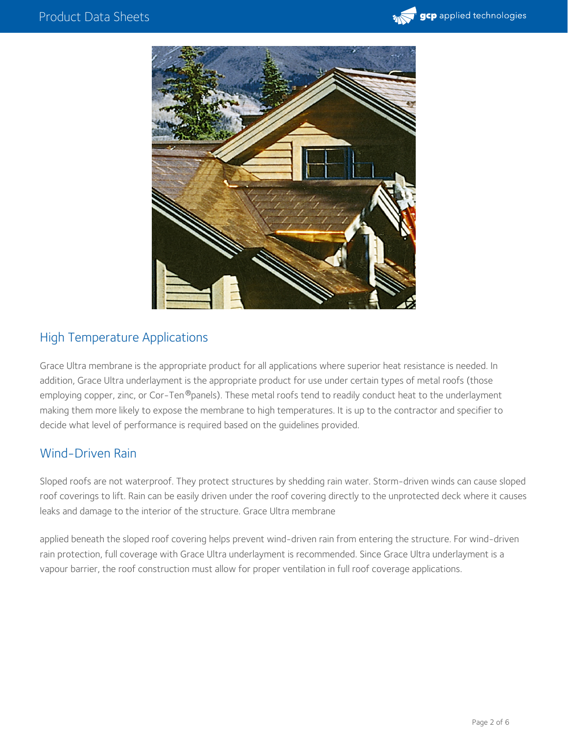## High Temperature Applications

Grace Ultra membrane is the appropriate product for all applications where superior heat resistance is needed. In addition, Grace Ultra underlayment is the appropriate product for use under certain types of metal roofs (those employing copper, zinc, or Cor-Ten®panels). These metal roofs tend to readily conduct heat to the underlayment making them more likely to expose the membrane to high temperatures. It is up to the contractor and specifier to decide what level of performance is required based on the guidelines provided.

## Wind-Driven Rain

Sloped roofs are not waterproof. They protect structures by shedding rain water. Storm-driven winds can cause sloped roof coverings to lift. Rain can be easily driven under the roof covering directly to the unprotected deck where it causes leaks and damage to the interior of the structure. Grace Ultra membrane

applied beneath the sloped roof covering helps prevent wind-driven rain from entering the structure. For wind-driven rain protection, full coverage with Grace Ultra underlayment is recommended. Since Grace Ultra underlayment is a vapour barrier, the roof construction must allow for proper ventilation in full roof coverage applications.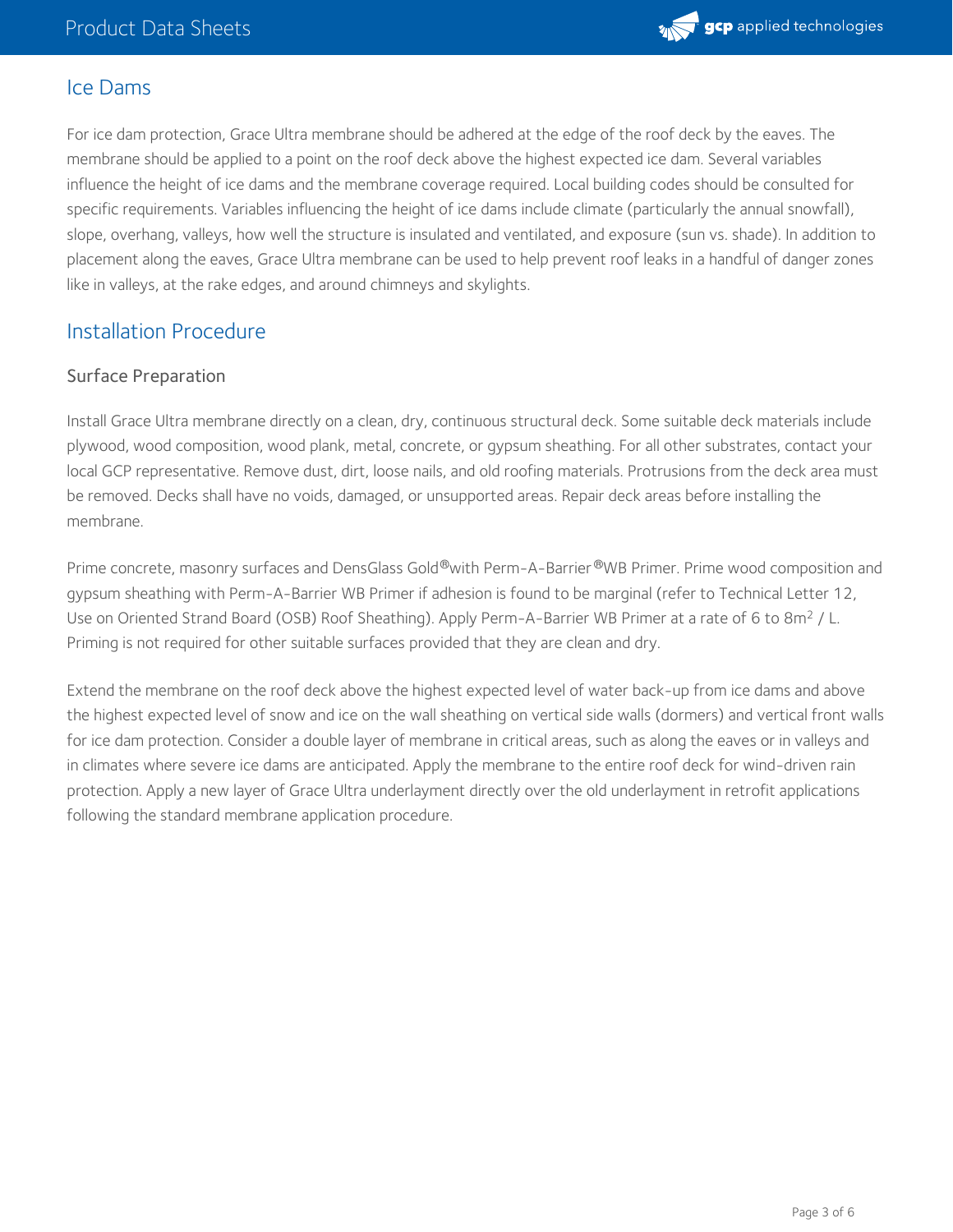## Ice Dams

For ice dam protection, Grace Ultra membrane should be adhered at the edge of the roof deck by the eaves. The membrane should be applied to a point on the roof deck above the highest expected ice dam. Several variables influence the height of ice dams and the membrane coverage required. Local building codes should be consulted for specific requirements. Variables influencing the height of ice dams include climate (particularly the annual snowfall), slope, overhang, valleys, how well the structure is insulated and ventilated, and exposure (sun vs. shade). In addition to placement along the eaves, Grace Ultra membrane can be used to help prevent roof leaks in a handful of danger zones like in valleys, at the rake edges, and around chimneys and skylights.

## Installation Procedure

### Surface Preparation

Install Grace Ultra membrane directly on a clean, dry, continuous structural deck. Some suitable deck materials include plywood, wood composition, wood plank, metal, concrete, or gypsum sheathing. For all other substrates, contact your local GCP representative. Remove dust, dirt, loose nails, and old roofing materials. Protrusions from the deck area must be removed. Decks shall have no voids, damaged, or unsupported areas. Repair deck areas before installing the membrane.

Prime concrete, masonry surfaces and DensGlass Gold®with Perm-A-Barrier®WB Primer. Prime wood composition and gypsum sheathing with Perm-A-Barrier WB Primer if adhesion is found to be marginal (refer to Technical Letter 12, Use on Oriented Strand Board (OSB) Roof Sheathing). Apply Perm-A-Barrier WB Primer at a rate of 6 to 8$m^2$ / L. Priming is not required for other suitable surfaces provided that they are clean and dry.

Extend the membrane on the roof deck above the highest expected level of water back-up from ice dams and above the highest expected level of snow and ice on the wall sheathing on vertical side walls (dormers) and vertical front walls for ice dam protection. Consider a double layer of membrane in critical areas, such as along the eaves or in valleys and in climates where severe ice dams are anticipated. Apply the membrane to the entire roof deck for wind-driven rain protection. Apply a new layer of Grace Ultra underlayment directly over the old underlayment in retrofit applications following the standard membrane application procedure.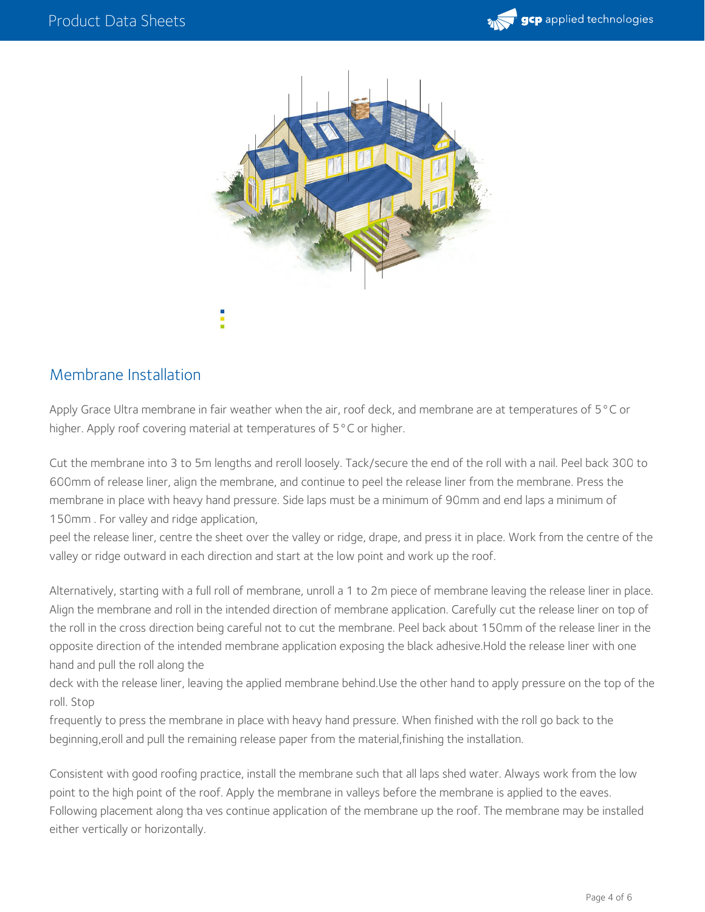## Membrane Installation

Apply Grace Ultra membrane in fair weather when the air, roof deck, and membrane are at temperatures of 5°C or higher. Apply roof covering material at temperatures of 5°C or higher.

Cut the membrane into 3 to 5m lengths and reroll loosely. Tack/secure the end of the roll with a nail. Peel back 300 to 600mm of release liner, align the membrane, and continue to peel the release liner from the membrane. Press the membrane in place with heavy hand pressure. Side laps must be a minimum of 90mm and end laps a minimum of 150mm . For valley and ridge application,
peel the release liner, centre the sheet over the valley or ridge, drape, and press it in place. Work from the centre of the valley or ridge outward in each direction and start at the low point and work up the roof.

Alternatively, starting with a full roll of membrane, unroll a 1 to 2m piece of membrane leaving the release liner in place. Align the membrane and roll in the intended direction of membrane application. Carefully cut the release liner on top of the roll in the cross direction being careful not to cut the membrane. Peel back about 150mm of the release liner in the opposite direction of the intended membrane application exposing the black adhesive.Hold the release liner with one hand and pull the roll along the
deck with the release liner, leaving the applied membrane behind.Use the other hand to apply pressure on the top of the roll. Stop
frequently to press the membrane in place with heavy hand pressure. When finished with the roll go back to the beginning,eroll and pull the remaining release paper from the material,finishing the installation.

Consistent with good roofing practice, install the membrane such that all laps shed water. Always work from the low point to the high point of the roof. Apply the membrane in valleys before the membrane is applied to the eaves. Following placement along tha ves continue application of the membrane up the roof. The membrane may be installed either vertically or horizontally.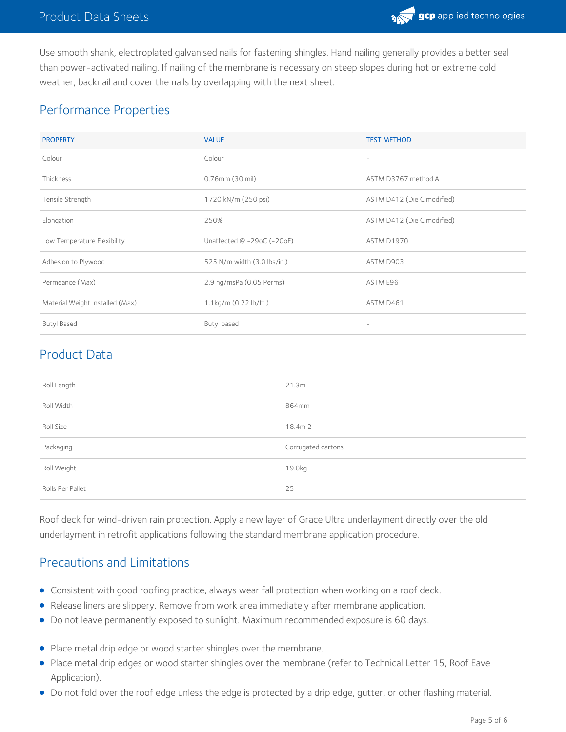Use smooth shank, electroplated galvanised nails for fastening shingles. Hand nailing generally provides a better seal than power-activated nailing. If nailing of the membrane is necessary on steep slopes during hot or extreme cold weather, backnail and cover the nails by overlapping with the next sheet.

## Performance Properties

| PROPERTY | VALUE | TEST METHOD |
|---|---|---|
| Colour | Colour | - |
| Thickness | 0.76mm (30 mil) | ASTM D3767 method A |
| Tensile Strength | 1720 kN/m (250 psi) | ASTM D412 (Die C modified) |
| Elongation | 250% | ASTM D412 (Die C modified) |
| Low Temperature Flexibility | Unaffected @ -29oC (-20oF) | ASTM D1970 |
| Adhesion to Plywood | 525 N/m width (3.0 lbs/in.) | ASTM D903 |
| Permeance (Max) | 2.9 ng/msPa (0.05 Perms) | ASTM E96 |
| Material Weight Installed (Max) | 1.1kg/m (0.22 lb/ft ) | ASTM D461 |
| Butyl Based | Butyl based | - |

## Product Data

| | |
|---|---|
| Roll Length | 21.3m |
| Roll Width | 864mm |
| Roll Size | 18.4m 2 |
| Packaging | Corrugated cartons |
| Roll Weight | 19.0kg |
| Rolls Per Pallet | 25 |

Roof deck for wind-driven rain protection. Apply a new layer of Grace Ultra underlayment directly over the old underlayment in retrofit applications following the standard membrane application procedure.

## Precautions and Limitations

- Consistent with good roofing practice, always wear fall protection when working on a roof deck.
- Release liners are slippery. Remove from work area immediately after membrane application.
- Do not leave permanently exposed to sunlight. Maximum recommended exposure is 60 days.

- Place metal drip edge or wood starter shingles over the membrane.
- Place metal drip edges or wood starter shingles over the membrane (refer to Technical Letter 15, Roof Eave Application).
- Do not fold over the roof edge unless the edge is protected by a drip edge, gutter, or other flashing material.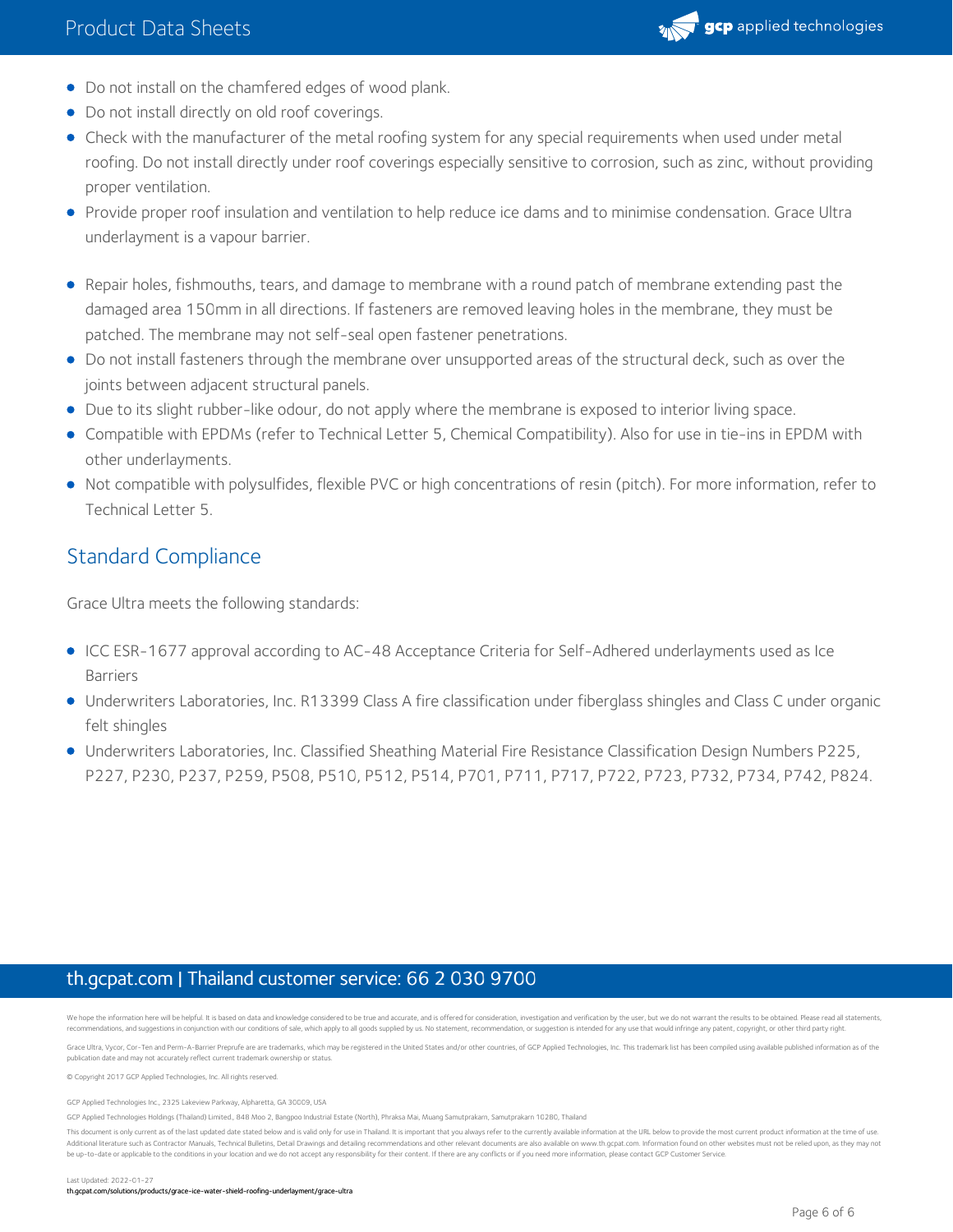- Do not install on the chamfered edges of wood plank.
- Do not install directly on old roof coverings.
- Check with the manufacturer of the metal roofing system for any special requirements when used under metal roofing. Do not install directly under roof coverings especially sensitive to corrosion, such as zinc, without providing proper ventilation.
- Provide proper roof insulation and ventilation to help reduce ice dams and to minimise condensation. Grace Ultra underlayment is a vapour barrier.

- Repair holes, fishmouths, tears, and damage to membrane with a round patch of membrane extending past the damaged area 150mm in all directions. If fasteners are removed leaving holes in the membrane, they must be patched. The membrane may not self-seal open fastener penetrations.
- Do not install fasteners through the membrane over unsupported areas of the structural deck, such as over the joints between adjacent structural panels.
- Due to its slight rubber-like odour, do not apply where the membrane is exposed to interior living space.
- Compatible with EPDMs (refer to Technical Letter 5, Chemical Compatibility). Also for use in tie-ins in EPDM with other underlayments.
- Not compatible with polysulfides, flexible PVC or high concentrations of resin (pitch). For more information, refer to Technical Letter 5.

## Standard Compliance

Grace Ultra meets the following standards:

- ICC ESR-1677 approval according to AC-48 Acceptance Criteria for Self-Adhered underlayments used as Ice Barriers
- Underwriters Laboratories, Inc. R13399 Class A fire classification under fiberglass shingles and Class C under organic felt shingles
- Underwriters Laboratories, Inc. Classified Sheathing Material Fire Resistance Classification Design Numbers P225, P227, P230, P237, P259, P508, P510, P512, P514, P701, P711, P717, P722, P723, P732, P734, P742, P824.

th.gcpat.com | Thailand customer service: 66 2 030 9700

We hope the information here will be helpful. It is based on data and knowledge considered to be true and accurate, and is offered for consideration, investigation and verification by the user, but we do not warrant the results to be obtained. Please read all statements, recommendations, and suggestions in conjunction with our conditions of sale, which apply to all goods supplied by us. No statement, recommendation, or suggestion is intended for any use that would infringe any patent, copyright, or other third party right.

Grace Ultra, Vycor, Cor-Ten and Perm-A-Barrier Preprufe are are trademarks, which may be registered in the United States and/or other countries, of GCP Applied Technologies, Inc. This trademark list has been compiled using available published information as of the publication date and may not accurately reflect current trademark ownership or status.

© Copyright 2017 GCP Applied Technologies, Inc. All rights reserved.

GCP Applied Technologies Inc., 2325 Lakeview Parkway, Alpharetta, GA 30009, USA

GCP Applied Technologies Holdings (Thailand) Limited., 848 Moo 2, Bangpoo Industrial Estate (North), Phraksa Mai, Muang Samutprakarn, Samutprakarn 10280, Thailand

This document is only current as of the last updated date stated below and is valid only for use in Thailand. It is important that you always refer to the currently available information at the URL below to provide the most current product information at the time of use. Additional literature such as Contractor Manuals, Technical Bulletins, Detail Drawings and detailing recommendations and other relevant documents are also available on www.th.gcpat.com. Information found on other websites must not be relied upon, as they may not be up-to-date or applicable to the conditions in your location and we do not accept any responsibility for their content. If there are any conflicts or if you need more information, please contact GCP Customer Service.

Last Updated: 2022-01-27
th.gcpat.com/solutions/products/grace-ice-water-shield-roofing-underlayment/grace-ultra